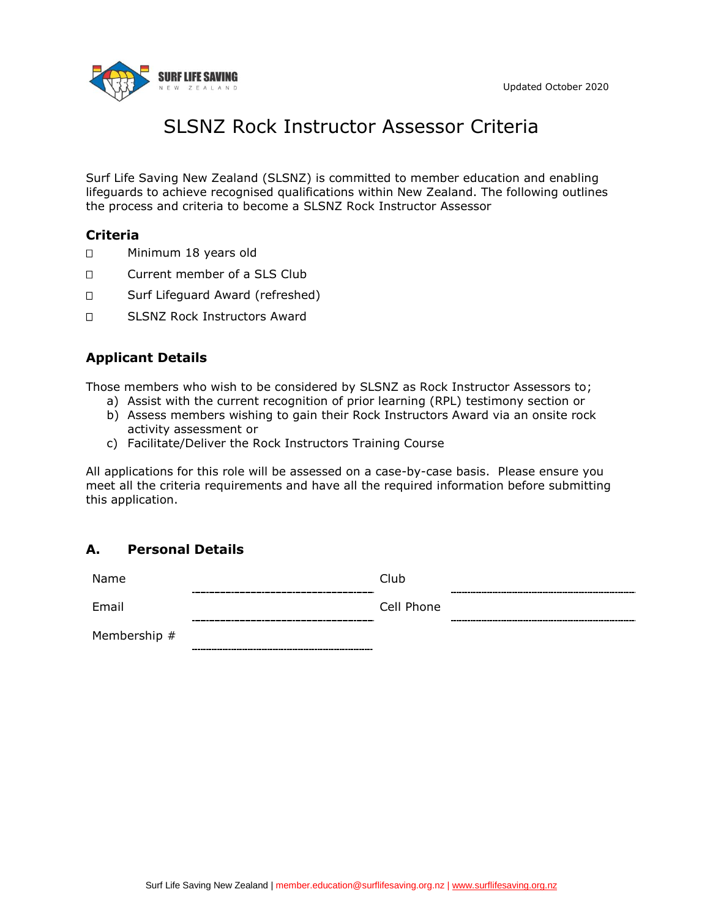Updated October 2020

# SLSNZ Rock Instructor Assessor Criteria

Surf Life Saving New Zealand (SLSNZ) is committed to member education and enabling lifeguards to achieve recognised qualifications within New Zealand. The following outlines the process and criteria to become a SLSNZ Rock Instructor Assessor

## Criteria

- ☐ Minimum 18 years old
- ☐ Current member of a SLS Club
- ☐ Surf Lifeguard Award (refreshed)
- ☐ SLSNZ Rock Instructors Award

## Applicant Details

Those members who wish to be considered by SLSNZ as Rock Instructor Assessors to;

a) Assist with the current recognition of prior learning (RPL) testimony section or
b) Assess members wishing to gain their Rock Instructors Award via an onsite rock activity assessment or
c) Facilitate/Deliver the Rock Instructors Training Course

All applications for this role will be assessed on a case-by-case basis. Please ensure you meet all the criteria requirements and have all the required information before submitting this application.

## A. Personal Details

| | | | |
|---|---|---|---|
| Name | ______________ | Club | ______________ |
| Email | ______________ | Cell Phone | ______________ |
| Membership # | ______________ | | |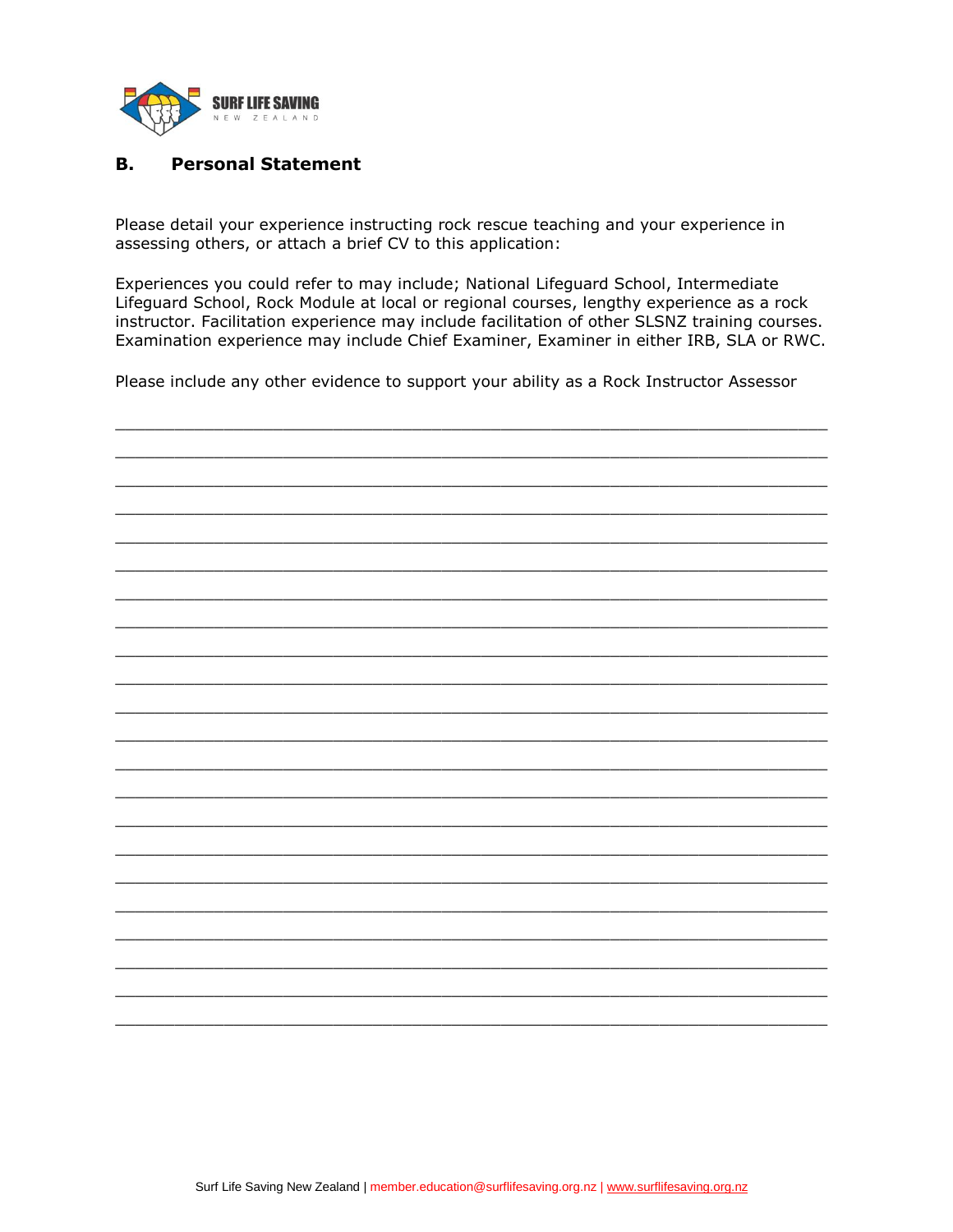## B. Personal Statement

Please detail your experience instructing rock rescue teaching and your experience in assessing others, or attach a brief CV to this application:

Experiences you could refer to may include; National Lifeguard School, Intermediate Lifeguard School, Rock Module at local or regional courses, lengthy experience as a rock instructor. Facilitation experience may include facilitation of other SLSNZ training courses. Examination experience may include Chief Examiner, Examiner in either IRB, SLA or RWC.

Please include any other evidence to support your ability as a Rock Instructor Assessor

\_\_\_\_\_\_\_\_\_\_\_\_\_\_\_\_\_\_\_\_\_\_\_\_\_\_\_\_\_\_\_\_\_\_\_\_\_\_\_\_\_\_\_\_\_\_\_\_\_\_\_\_\_\_\_\_\_\_\_\_\_\_\_\_\_\_\_\_\_\_\_\_

\_\_\_\_\_\_\_\_\_\_\_\_\_\_\_\_\_\_\_\_\_\_\_\_\_\_\_\_\_\_\_\_\_\_\_\_\_\_\_\_\_\_\_\_\_\_\_\_\_\_\_\_\_\_\_\_\_\_\_\_\_\_\_\_\_\_\_\_\_\_\_\_

\_\_\_\_\_\_\_\_\_\_\_\_\_\_\_\_\_\_\_\_\_\_\_\_\_\_\_\_\_\_\_\_\_\_\_\_\_\_\_\_\_\_\_\_\_\_\_\_\_\_\_\_\_\_\_\_\_\_\_\_\_\_\_\_\_\_\_\_\_\_\_\_

\_\_\_\_\_\_\_\_\_\_\_\_\_\_\_\_\_\_\_\_\_\_\_\_\_\_\_\_\_\_\_\_\_\_\_\_\_\_\_\_\_\_\_\_\_\_\_\_\_\_\_\_\_\_\_\_\_\_\_\_\_\_\_\_\_\_\_\_\_\_\_\_

\_\_\_\_\_\_\_\_\_\_\_\_\_\_\_\_\_\_\_\_\_\_\_\_\_\_\_\_\_\_\_\_\_\_\_\_\_\_\_\_\_\_\_\_\_\_\_\_\_\_\_\_\_\_\_\_\_\_\_\_\_\_\_\_\_\_\_\_\_\_\_\_

\_\_\_\_\_\_\_\_\_\_\_\_\_\_\_\_\_\_\_\_\_\_\_\_\_\_\_\_\_\_\_\_\_\_\_\_\_\_\_\_\_\_\_\_\_\_\_\_\_\_\_\_\_\_\_\_\_\_\_\_\_\_\_\_\_\_\_\_\_\_\_\_

\_\_\_\_\_\_\_\_\_\_\_\_\_\_\_\_\_\_\_\_\_\_\_\_\_\_\_\_\_\_\_\_\_\_\_\_\_\_\_\_\_\_\_\_\_\_\_\_\_\_\_\_\_\_\_\_\_\_\_\_\_\_\_\_\_\_\_\_\_\_\_\_

\_\_\_\_\_\_\_\_\_\_\_\_\_\_\_\_\_\_\_\_\_\_\_\_\_\_\_\_\_\_\_\_\_\_\_\_\_\_\_\_\_\_\_\_\_\_\_\_\_\_\_\_\_\_\_\_\_\_\_\_\_\_\_\_\_\_\_\_\_\_\_\_

\_\_\_\_\_\_\_\_\_\_\_\_\_\_\_\_\_\_\_\_\_\_\_\_\_\_\_\_\_\_\_\_\_\_\_\_\_\_\_\_\_\_\_\_\_\_\_\_\_\_\_\_\_\_\_\_\_\_\_\_\_\_\_\_\_\_\_\_\_\_\_\_

\_\_\_\_\_\_\_\_\_\_\_\_\_\_\_\_\_\_\_\_\_\_\_\_\_\_\_\_\_\_\_\_\_\_\_\_\_\_\_\_\_\_\_\_\_\_\_\_\_\_\_\_\_\_\_\_\_\_\_\_\_\_\_\_\_\_\_\_\_\_\_\_

\_\_\_\_\_\_\_\_\_\_\_\_\_\_\_\_\_\_\_\_\_\_\_\_\_\_\_\_\_\_\_\_\_\_\_\_\_\_\_\_\_\_\_\_\_\_\_\_\_\_\_\_\_\_\_\_\_\_\_\_\_\_\_\_\_\_\_\_\_\_\_\_

\_\_\_\_\_\_\_\_\_\_\_\_\_\_\_\_\_\_\_\_\_\_\_\_\_\_\_\_\_\_\_\_\_\_\_\_\_\_\_\_\_\_\_\_\_\_\_\_\_\_\_\_\_\_\_\_\_\_\_\_\_\_\_\_\_\_\_\_\_\_\_\_

\_\_\_\_\_\_\_\_\_\_\_\_\_\_\_\_\_\_\_\_\_\_\_\_\_\_\_\_\_\_\_\_\_\_\_\_\_\_\_\_\_\_\_\_\_\_\_\_\_\_\_\_\_\_\_\_\_\_\_\_\_\_\_\_\_\_\_\_\_\_\_\_

\_\_\_\_\_\_\_\_\_\_\_\_\_\_\_\_\_\_\_\_\_\_\_\_\_\_\_\_\_\_\_\_\_\_\_\_\_\_\_\_\_\_\_\_\_\_\_\_\_\_\_\_\_\_\_\_\_\_\_\_\_\_\_\_\_\_\_\_\_\_\_\_

\_\_\_\_\_\_\_\_\_\_\_\_\_\_\_\_\_\_\_\_\_\_\_\_\_\_\_\_\_\_\_\_\_\_\_\_\_\_\_\_\_\_\_\_\_\_\_\_\_\_\_\_\_\_\_\_\_\_\_\_\_\_\_\_\_\_\_\_\_\_\_\_

\_\_\_\_\_\_\_\_\_\_\_\_\_\_\_\_\_\_\_\_\_\_\_\_\_\_\_\_\_\_\_\_\_\_\_\_\_\_\_\_\_\_\_\_\_\_\_\_\_\_\_\_\_\_\_\_\_\_\_\_\_\_\_\_\_\_\_\_\_\_\_\_

\_\_\_\_\_\_\_\_\_\_\_\_\_\_\_\_\_\_\_\_\_\_\_\_\_\_\_\_\_\_\_\_\_\_\_\_\_\_\_\_\_\_\_\_\_\_\_\_\_\_\_\_\_\_\_\_\_\_\_\_\_\_\_\_\_\_\_\_\_\_\_\_

\_\_\_\_\_\_\_\_\_\_\_\_\_\_\_\_\_\_\_\_\_\_\_\_\_\_\_\_\_\_\_\_\_\_\_\_\_\_\_\_\_\_\_\_\_\_\_\_\_\_\_\_\_\_\_\_\_\_\_\_\_\_\_\_\_\_\_\_\_\_\_\_

\_\_\_\_\_\_\_\_\_\_\_\_\_\_\_\_\_\_\_\_\_\_\_\_\_\_\_\_\_\_\_\_\_\_\_\_\_\_\_\_\_\_\_\_\_\_\_\_\_\_\_\_\_\_\_\_\_\_\_\_\_\_\_\_\_\_\_\_\_\_\_\_

\_\_\_\_\_\_\_\_\_\_\_\_\_\_\_\_\_\_\_\_\_\_\_\_\_\_\_\_\_\_\_\_\_\_\_\_\_\_\_\_\_\_\_\_\_\_\_\_\_\_\_\_\_\_\_\_\_\_\_\_\_\_\_\_\_\_\_\_\_\_\_\_

\_\_\_\_\_\_\_\_\_\_\_\_\_\_\_\_\_\_\_\_\_\_\_\_\_\_\_\_\_\_\_\_\_\_\_\_\_\_\_\_\_\_\_\_\_\_\_\_\_\_\_\_\_\_\_\_\_\_\_\_\_\_\_\_\_\_\_\_\_\_\_\_

\_\_\_\_\_\_\_\_\_\_\_\_\_\_\_\_\_\_\_\_\_\_\_\_\_\_\_\_\_\_\_\_\_\_\_\_\_\_\_\_\_\_\_\_\_\_\_\_\_\_\_\_\_\_\_\_\_\_\_\_\_\_\_\_\_\_\_\_\_\_\_\_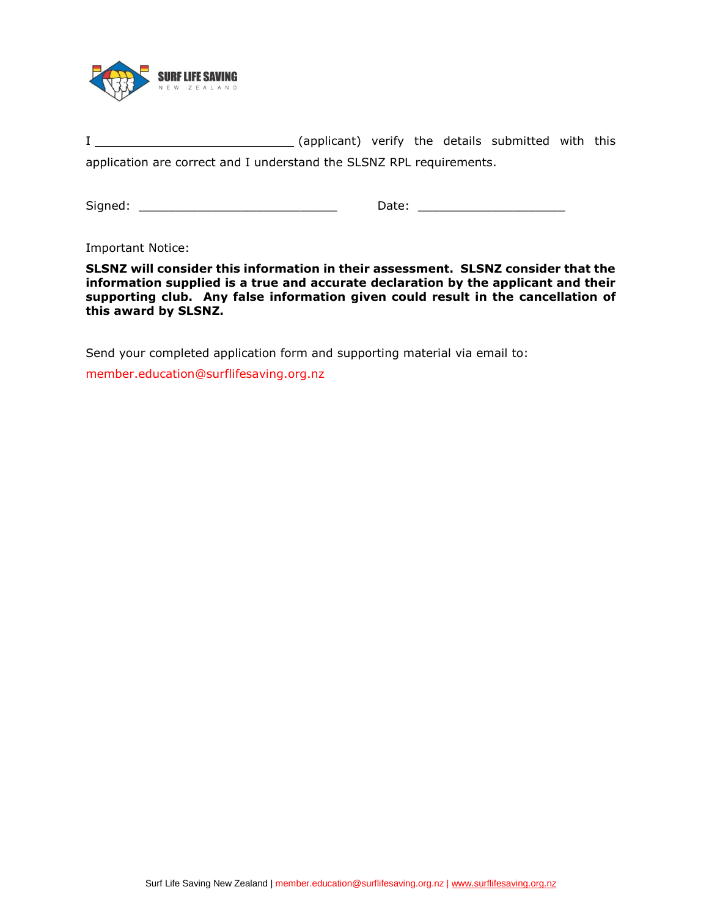I ___________________________ (applicant) verify the details submitted with this application are correct and I understand the SLSNZ RPL requirements.

Signed: ___________________________ Date: ____________________

Important Notice:

**SLSNZ will consider this information in their assessment. SLSNZ consider that the information supplied is a true and accurate declaration by the applicant and their supporting club. Any false information given could result in the cancellation of this award by SLSNZ.**

Send your completed application form and supporting material via email to:

member.education@surflifesaving.org.nz